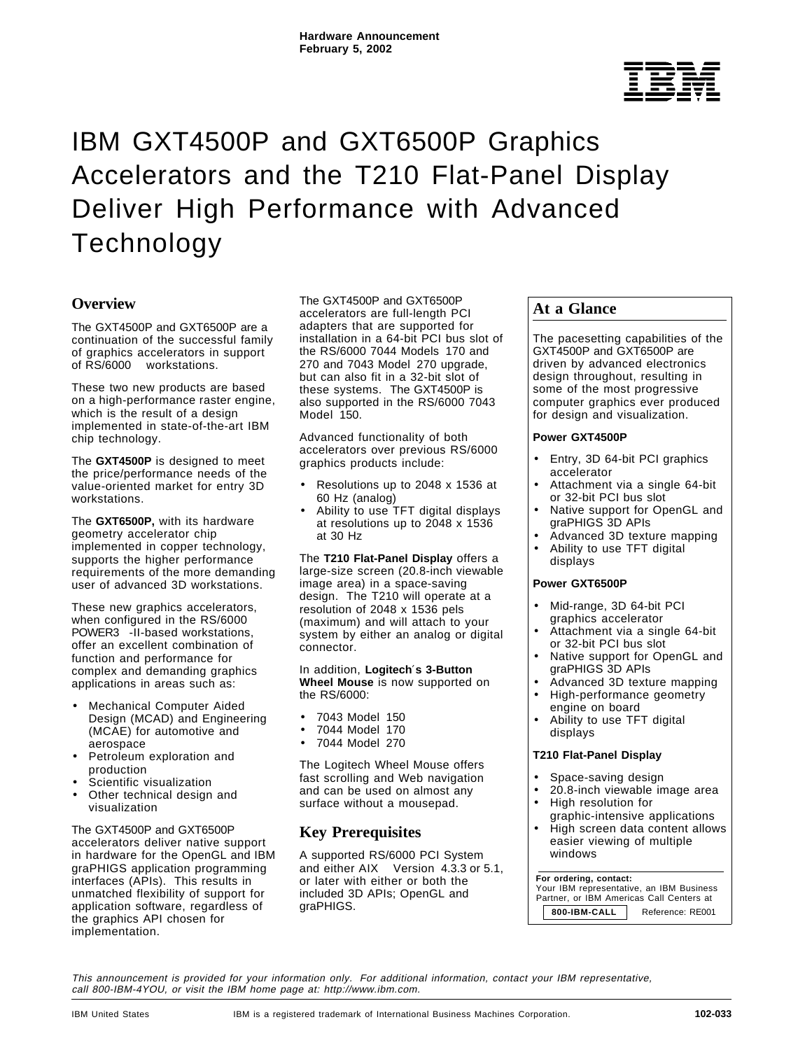**Hardware Announcement**
**February 5, 2002**

# IBM GXT4500P and GXT6500P Graphics Accelerators and the T210 Flat-Panel Display Deliver High Performance with Advanced Technology

## Overview

The GXT4500P and GXT6500P are a continuation of the successful family of graphics accelerators in support of RS/6000 workstations.

These two new products are based on a high-performance raster engine, which is the result of a design implemented in state-of-the-art IBM chip technology.

The **GXT4500P** is designed to meet the price/performance needs of the value-oriented market for entry 3D workstations.

The **GXT6500P,** with its hardware geometry accelerator chip implemented in copper technology, supports the higher performance requirements of the more demanding user of advanced 3D workstations.

These new graphics accelerators, when configured in the RS/6000 POWER3 -II-based workstations, offer an excellent combination of function and performance for complex and demanding graphics applications in areas such as:

- Mechanical Computer Aided Design (MCAD) and Engineering (MCAE) for automotive and aerospace
- Petroleum exploration and production
- Scientific visualization
- Other technical design and visualization

The GXT4500P and GXT6500P accelerators deliver native support in hardware for the OpenGL and IBM graPHIGS application programming interfaces (APIs). This results in unmatched flexibility of support for application software, regardless of the graphics API chosen for implementation.

The GXT4500P and GXT6500P accelerators are full-length PCI adapters that are supported for installation in a 64-bit PCI bus slot of the RS/6000 7044 Models 170 and 270 and 7043 Model 270 upgrade, but can also fit in a 32-bit slot of these systems. The GXT4500P is also supported in the RS/6000 7043 Model 150.

Advanced functionality of both accelerators over previous RS/6000 graphics products include:

- Resolutions up to 2048 x 1536 at 60 Hz (analog)
- Ability to use TFT digital displays at resolutions up to 2048 x 1536 at 30 Hz

The **T210 Flat-Panel Display** offers a large-size screen (20.8-inch viewable image area) in a space-saving design. The T210 will operate at a resolution of 2048 x 1536 pels (maximum) and will attach to your system by either an analog or digital connector.

In addition, **Logitech′s 3-Button Wheel Mouse** is now supported on the RS/6000:

- 7043 Model 150
- 7044 Model 170
- 7044 Model 270

The Logitech Wheel Mouse offers fast scrolling and Web navigation and can be used on almost any surface without a mousepad.

## Key Prerequisites

A supported RS/6000 PCI System and either AIX Version 4.3.3 or 5.1, or later with either or both the included 3D APIs; OpenGL and graPHIGS.

## At a Glance

The pacesetting capabilities of the GXT4500P and GXT6500P are driven by advanced electronics design throughout, resulting in some of the most progressive computer graphics ever produced for design and visualization.

**Power GXT4500P**

- Entry, 3D 64-bit PCI graphics accelerator
- Attachment via a single 64-bit or 32-bit PCI bus slot
- Native support for OpenGL and graPHIGS 3D APIs
- Advanced 3D texture mapping
- Ability to use TFT digital displays

**Power GXT6500P**

- Mid-range, 3D 64-bit PCI graphics accelerator
- Attachment via a single 64-bit or 32-bit PCI bus slot
- Native support for OpenGL and graPHIGS 3D APIs
- Advanced 3D texture mapping
- High-performance geometry engine on board
- Ability to use TFT digital displays

**T210 Flat-Panel Display**

- Space-saving design
- 20.8-inch viewable image area
- High resolution for graphic-intensive applications
- High screen data content allows easier viewing of multiple windows

**For ordering, contact:**
Your IBM representative, an IBM Business Partner, or IBM Americas Call Centers at **800-IBM-CALL** Reference: RE001

*This announcement is provided for your information only. For additional information, contact your IBM representative, call 800-IBM-4YOU, or visit the IBM home page at: http://www.ibm.com.*

IBM United States — IBM is a registered trademark of International Business Machines Corporation. — **102-033**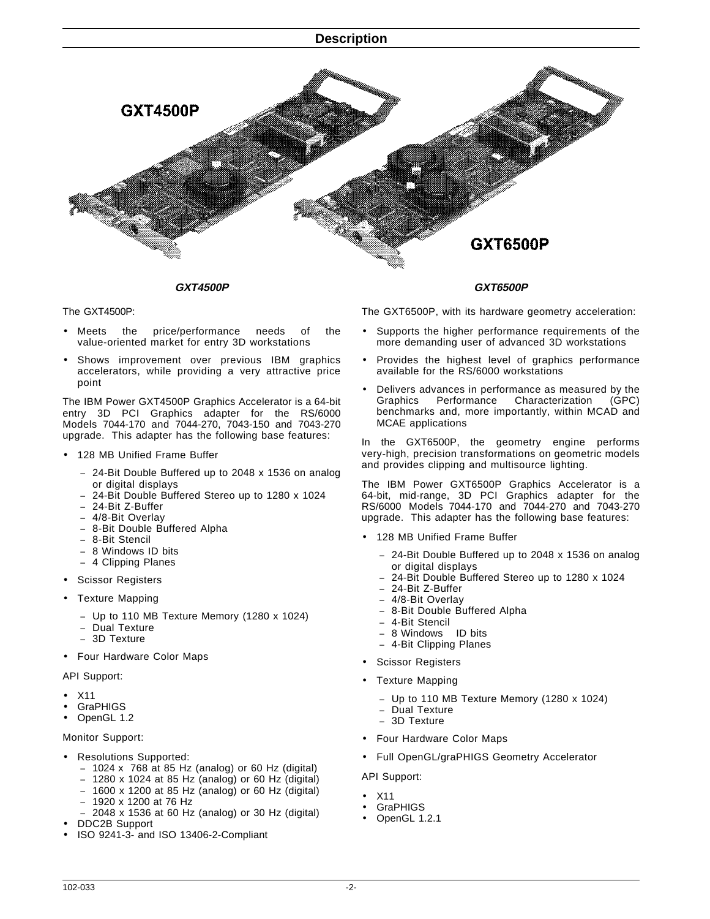## Description

***GXT4500P*** ***GXT6500P***

The GXT4500P:

- Meets the price/performance needs of the value-oriented market for entry 3D workstations
- Shows improvement over previous IBM graphics accelerators, while providing a very attractive price point

The IBM Power GXT4500P Graphics Accelerator is a 64-bit entry 3D PCI Graphics adapter for the RS/6000 Models 7044-170 and 7044-270, 7043-150 and 7043-270 upgrade. This adapter has the following base features:

- 128 MB Unified Frame Buffer
  - 24-Bit Double Buffered up to 2048 x 1536 on analog or digital displays
  - 24-Bit Double Buffered Stereo up to 1280 x 1024
  - 24-Bit Z-Buffer
  - 4/8-Bit Overlay
  - 8-Bit Double Buffered Alpha
  - 8-Bit Stencil
  - 8 Windows ID bits
  - 4 Clipping Planes
- Scissor Registers
- Texture Mapping
  - Up to 110 MB Texture Memory (1280 x 1024)
  - Dual Texture
  - 3D Texture
- Four Hardware Color Maps

API Support:

- X11
- GraPHIGS
- OpenGL 1.2

Monitor Support:

- Resolutions Supported:
  - 1024 x 768 at 85 Hz (analog) or 60 Hz (digital)
  - 1280 x 1024 at 85 Hz (analog) or 60 Hz (digital)
  - 1600 x 1200 at 85 Hz (analog) or 60 Hz (digital)
  - 1920 x 1200 at 76 Hz
  - 2048 x 1536 at 60 Hz (analog) or 30 Hz (digital)
- DDC2B Support
- ISO 9241-3- and ISO 13406-2-Compliant

The GXT6500P, with its hardware geometry acceleration:

- Supports the higher performance requirements of the more demanding user of advanced 3D workstations
- Provides the highest level of graphics performance available for the RS/6000 workstations
- Delivers advances in performance as measured by the Graphics Performance Characterization (GPC) benchmarks and, more importantly, within MCAD and MCAE applications

In the GXT6500P, the geometry engine performs very-high, precision transformations on geometric models and provides clipping and multisource lighting.

The IBM Power GXT6500P Graphics Accelerator is a 64-bit, mid-range, 3D PCI Graphics adapter for the RS/6000 Models 7044-170 and 7044-270 and 7043-270 upgrade. This adapter has the following base features:

- 128 MB Unified Frame Buffer
  - 24-Bit Double Buffered up to 2048 x 1536 on analog or digital displays
  - 24-Bit Double Buffered Stereo up to 1280 x 1024
  - 24-Bit Z-Buffer
  - 4/8-Bit Overlay
  - 8-Bit Double Buffered Alpha
  - 4-Bit Stencil
  - 8 Windows ID bits
  - 4-Bit Clipping Planes
- Scissor Registers
- Texture Mapping
  - Up to 110 MB Texture Memory (1280 x 1024)
  - Dual Texture
  - 3D Texture
- Four Hardware Color Maps
- Full OpenGL/graPHIGS Geometry Accelerator

API Support:

- X11
- GraPHIGS
- OpenGL 1.2.1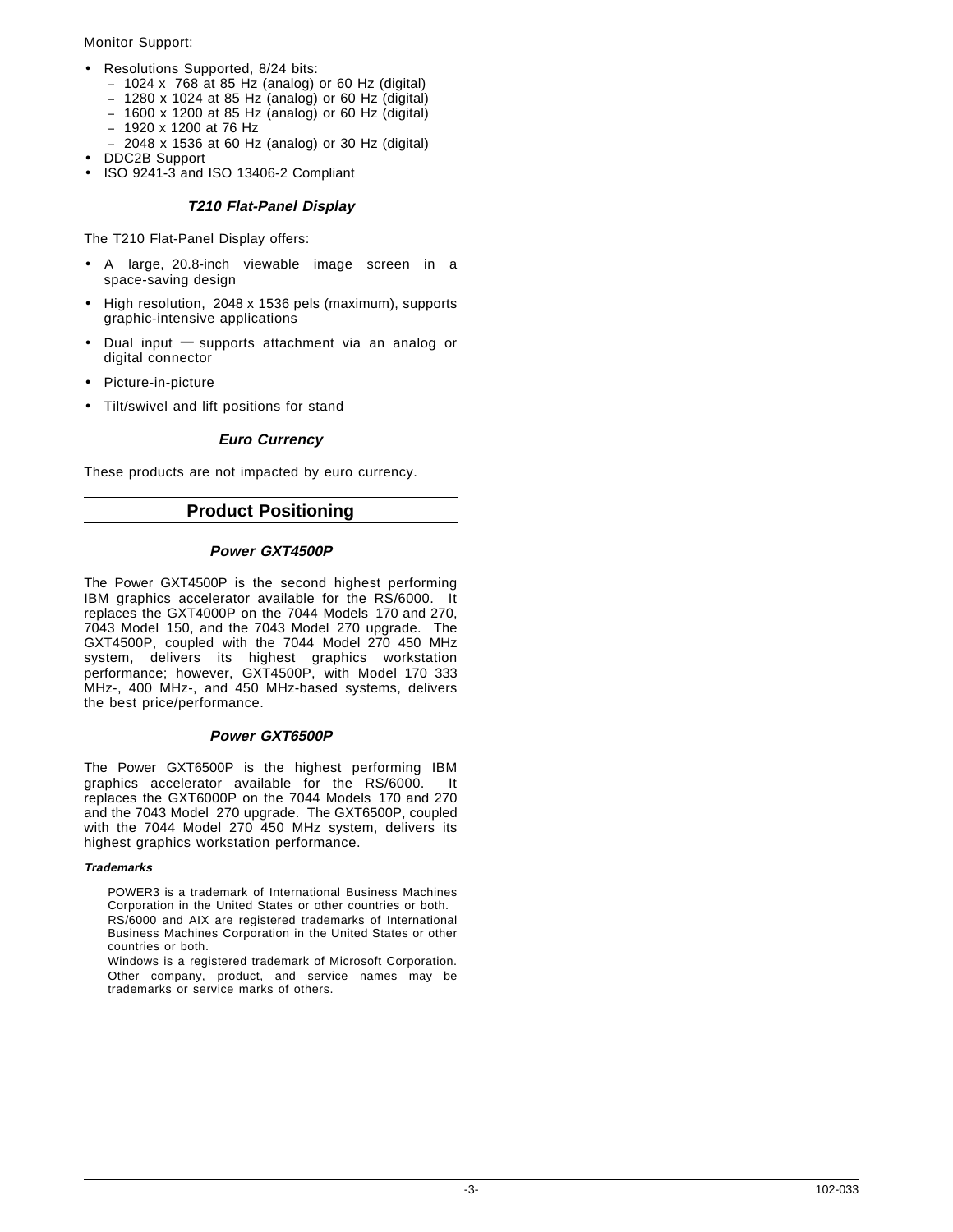Monitor Support:

- Resolutions Supported, 8/24 bits:
  - 1024 x 768 at 85 Hz (analog) or 60 Hz (digital)
  - 1280 x 1024 at 85 Hz (analog) or 60 Hz (digital)
  - 1600 x 1200 at 85 Hz (analog) or 60 Hz (digital)
  - 1920 x 1200 at 76 Hz
  - 2048 x 1536 at 60 Hz (analog) or 30 Hz (digital)
- DDC2B Support
- ISO 9241-3 and ISO 13406-2 Compliant

### *T210 Flat-Panel Display*

The T210 Flat-Panel Display offers:

- A large, 20.8-inch viewable image screen in a space-saving design
- High resolution, 2048 x 1536 pels (maximum), supports graphic-intensive applications
- Dual input — supports attachment via an analog or digital connector
- Picture-in-picture
- Tilt/swivel and lift positions for stand

### *Euro Currency*

These products are not impacted by euro currency.

## Product Positioning

### *Power GXT4500P*

The Power GXT4500P is the second highest performing IBM graphics accelerator available for the RS/6000. It replaces the GXT4000P on the 7044 Models 170 and 270, 7043 Model 150, and the 7043 Model 270 upgrade. The GXT4500P, coupled with the 7044 Model 270 450 MHz system, delivers its highest graphics workstation performance; however, GXT4500P, with Model 170 333 MHz-, 400 MHz-, and 450 MHz-based systems, delivers the best price/performance.

### *Power GXT6500P*

The Power GXT6500P is the highest performing IBM graphics accelerator available for the RS/6000. It replaces the GXT6000P on the 7044 Models 170 and 270 and the 7043 Model 270 upgrade. The GXT6500P, coupled with the 7044 Model 270 450 MHz system, delivers its highest graphics workstation performance.

**Trademarks**

POWER3 is a trademark of International Business Machines Corporation in the United States or other countries or both.

RS/6000 and AIX are registered trademarks of International Business Machines Corporation in the United States or other countries or both.

Windows is a registered trademark of Microsoft Corporation.

Other company, product, and service names may be trademarks or service marks of others.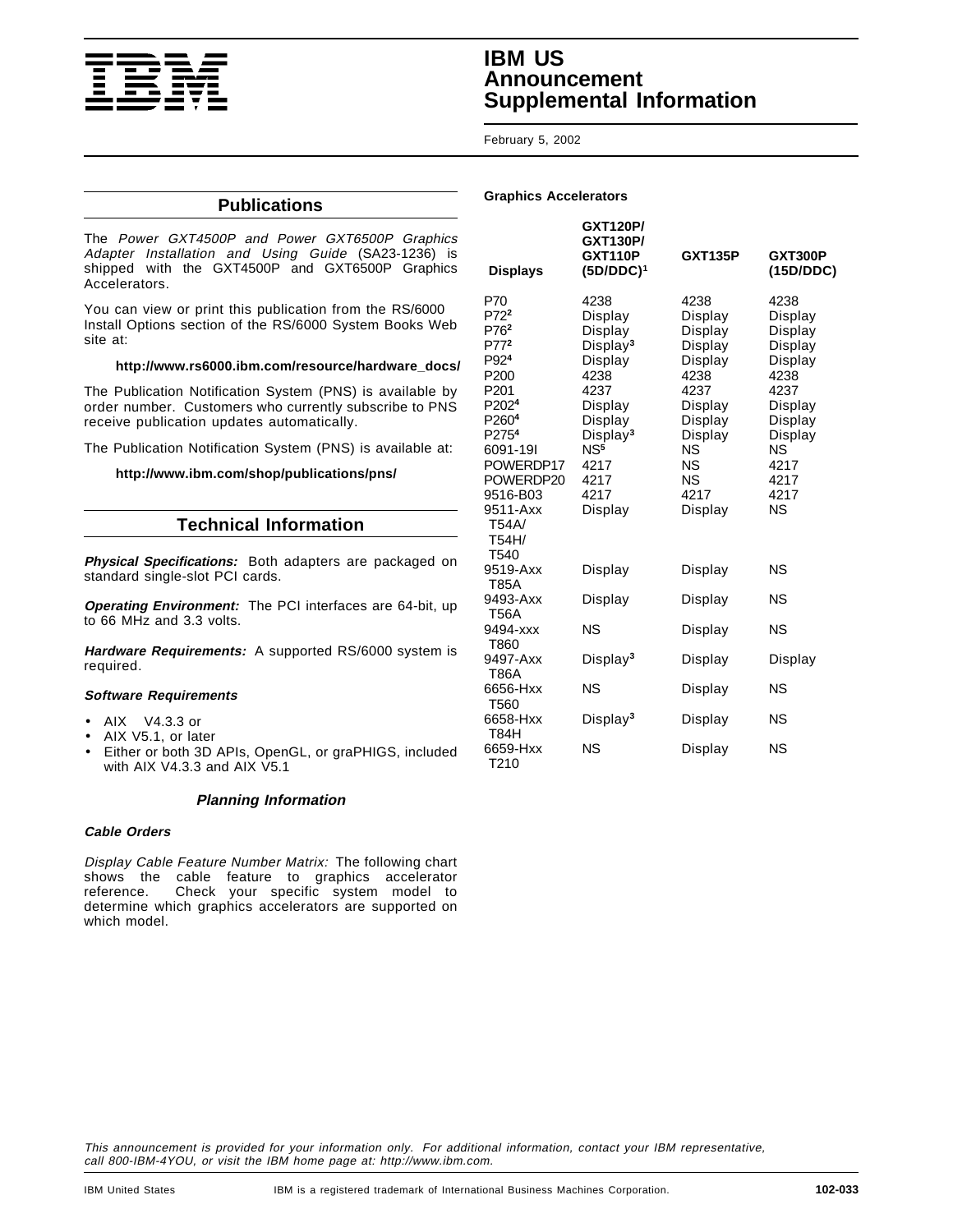## Publications

The *Power GXT4500P and Power GXT6500P Graphics Adapter Installation and Using Guide* (SA23-1236) is shipped with the GXT4500P and GXT6500P Graphics Accelerators.

You can view or print this publication from the RS/6000 Install Options section of the RS/6000 System Books Web site at:

**http://www.rs6000.ibm.com/resource/hardware_docs/**

The Publication Notification System (PNS) is available by order number. Customers who currently subscribe to PNS receive publication updates automatically.

The Publication Notification System (PNS) is available at:

**http://www.ibm.com/shop/publications/pns/**

## Technical Information

***Physical Specifications:*** Both adapters are packaged on standard single-slot PCI cards.

***Operating Environment:*** The PCI interfaces are 64-bit, up to 66 MHz and 3.3 volts.

***Hardware Requirements:*** A supported RS/6000 system is required.

#### *Software Requirements*

- AIX V4.3.3 or
- AIX V5.1, or later
- Either or both 3D APIs, OpenGL, or graPHIGS, included with AIX V4.3.3 and AIX V5.1

### *Planning Information*

#### *Cable Orders*

*Display Cable Feature Number Matrix:* The following chart shows the cable feature to graphics accelerator reference. Check your specific system model to determine which graphics accelerators are supported on which model.

**Graphics Accelerators**

| Displays | GXT120P/ GXT130P/ GXT110P (5D/DDC)[1] | GXT135P | GXT300P (15D/DDC) |
|---|---|---|---|
| P70 | 4238 | 4238 | 4238 |
| P72[2] | Display | Display | Display |
| P76[2] | Display | Display | Display |
| P77[2] | Display[3] | Display | Display |
| P92[4] | Display | Display | Display |
| P200 | 4238 | 4238 | 4238 |
| P201 | 4237 | 4237 | 4237 |
| P202[4] | Display | Display | Display |
| P260[4] | Display | Display | Display |
| P275[4] | Display[3] | Display | Display |
| 6091-19I | NS[5] | NS | NS |
| POWERDP17 | 4217 | NS | 4217 |
| POWERDP20 | 4217 | NS | 4217 |
| 9516-B03 | 4217 | 4217 | 4217 |
| 9511-Axx T54A/ T54H/ T540 | Display | Display | NS |
| 9519-Axx T85A | Display | Display | NS |
| 9493-Axx T56A | Display | Display | NS |
| 9494-xxx T860 | NS | Display | NS |
| 9497-Axx T86A | Display[3] | Display | Display |
| 6656-Hxx T560 | NS | Display | NS |
| 6658-Hxx T84H | Display[3] | Display | NS |
| 6659-Hxx T210 | NS | Display | NS |

*This announcement is provided for your information only. For additional information, contact your IBM representative, call 800-IBM-4YOU, or visit the IBM home page at: http://www.ibm.com.*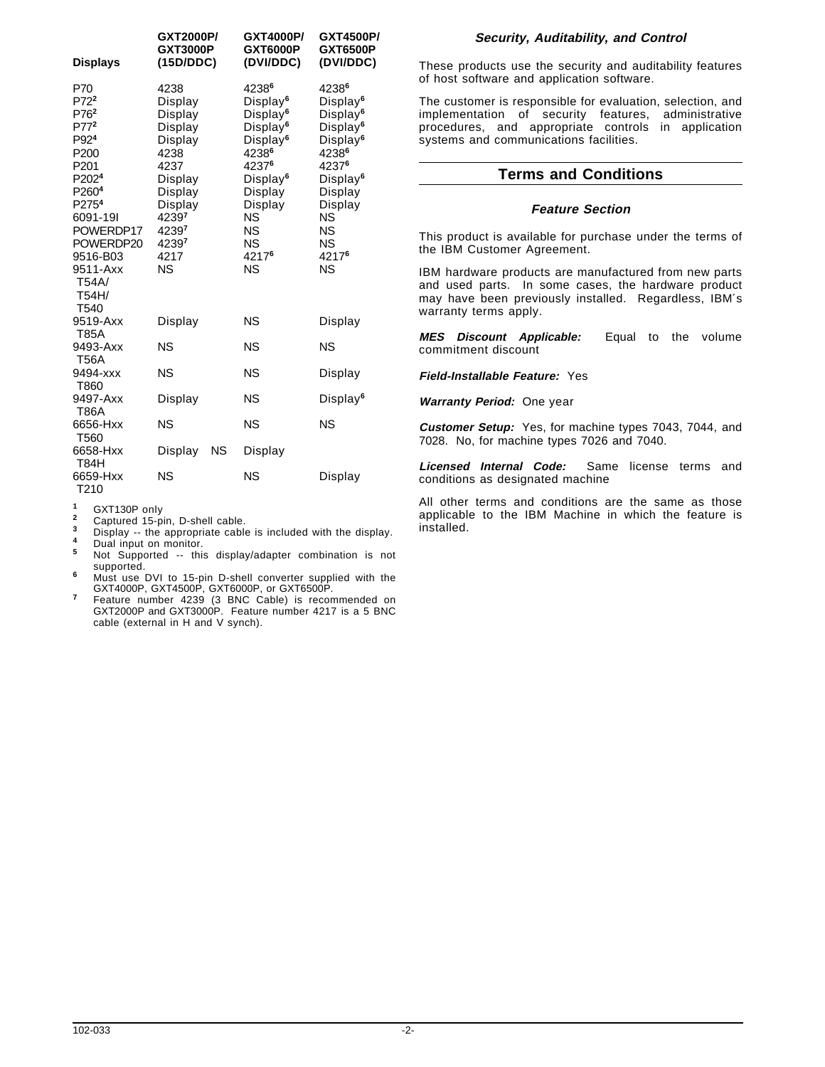| Displays | GXT2000P/ GXT3000P (15D/DDC) | GXT4000P/ GXT6000P (DVI/DDC) | GXT4500P/ GXT6500P (DVI/DDC) |
|---|---|---|---|
| P70 | 4238 | 4238[6] | 4238[6] |
| P72[2] | Display | Display[6] | Display[6] |
| P76[2] | Display | Display[6] | Display[6] |
| P77[2] | Display | Display[6] | Display[6] |
| P92[4] | Display | Display[6] | Display[6] |
| P200 | 4238 | 4238[6] | 4238[6] |
| P201 | 4237 | 4237[6] | 4237[6] |
| P202[4] | Display | Display[6] | Display[6] |
| P260[4] | Display | Display | Display |
| P275[4] | Display | Display | Display |
| 6091-19I | 4239[7] | NS | NS |
| POWERDP17 | 4239[7] | NS | NS |
| POWERDP20 | 4239[7] | NS | NS |
| 9516-B03 | 4217 | 4217[6] | 4217[6] |
| 9511-Axx T54A/ T54H/ T540 | NS | NS | NS |
| 9519-Axx T85A | Display | NS | Display |
| 9493-Axx T56A | NS | NS | NS |
| 9494-xxx T860 | NS | NS | Display |
| 9497-Axx T86A | Display | NS | Display[6] |
| 6656-Hxx T560 | NS | NS | NS |
| 6658-Hxx T84H | Display NS | Display | |
| 6659-Hxx T210 | NS | NS | Display |

[1] GXT130P only
[2] Captured 15-pin, D-shell cable.
[3] Display -- the appropriate cable is included with the display.
[4] Dual input on monitor.
[5] Not Supported -- this display/adapter combination is not supported.
[6] Must use DVI to 15-pin D-shell converter supplied with the GXT4000P, GXT4500P, GXT6000P, or GXT6500P.
[7] Feature number 4239 (3 BNC Cable) is recommended on GXT2000P and GXT3000P. Feature number 4217 is a 5 BNC cable (external in H and V synch).

### *Security, Auditability, and Control*

These products use the security and auditability features of host software and application software.

The customer is responsible for evaluation, selection, and implementation of security features, administrative procedures, and appropriate controls in application systems and communications facilities.

## Terms and Conditions

### *Feature Section*

This product is available for purchase under the terms of the IBM Customer Agreement.

IBM hardware products are manufactured from new parts and used parts. In some cases, the hardware product may have been previously installed. Regardless, IBM´s warranty terms apply.

***MES Discount Applicable:*** Equal to the volume commitment discount

***Field-Installable Feature:*** Yes

***Warranty Period:*** One year

***Customer Setup:*** Yes, for machine types 7043, 7044, and 7028. No, for machine types 7026 and 7040.

***Licensed Internal Code:*** Same license terms and conditions as designated machine

All other terms and conditions are the same as those applicable to the IBM Machine in which the feature is installed.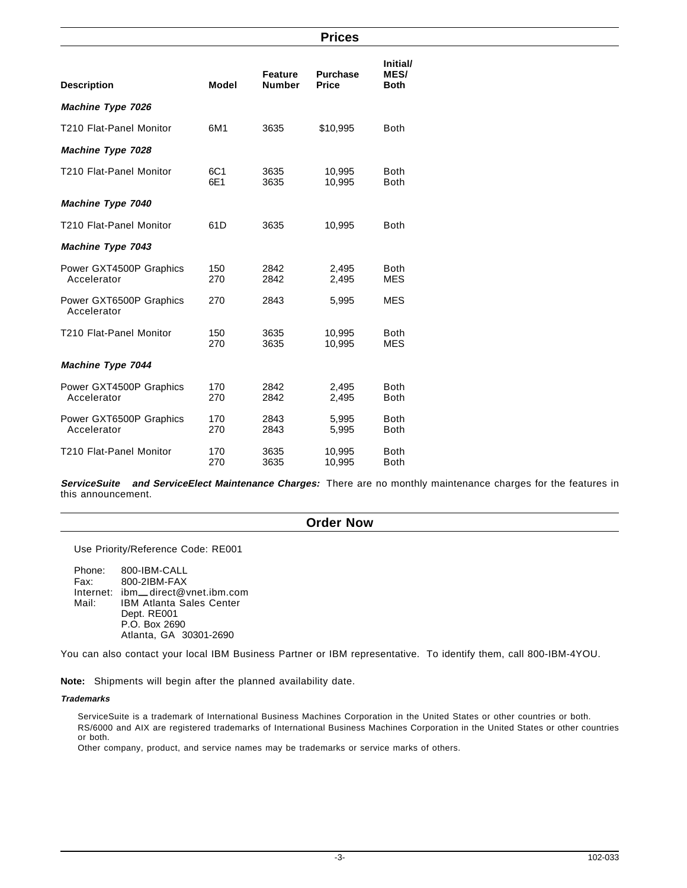## Prices

| Description | Model | Feature Number | Purchase Price | Initial/ MES/ Both |
|---|---|---|---|---|
| ***Machine Type 7026*** | | | | |
| T210 Flat-Panel Monitor | 6M1 | 3635 | $10,995 | Both |
| ***Machine Type 7028*** | | | | |
| T210 Flat-Panel Monitor | 6C1 | 3635 | 10,995 | Both |
| | 6E1 | 3635 | 10,995 | Both |
| ***Machine Type 7040*** | | | | |
| T210 Flat-Panel Monitor | 61D | 3635 | 10,995 | Both |
| ***Machine Type 7043*** | | | | |
| Power GXT4500P Graphics Accelerator | 150 | 2842 | 2,495 | Both |
| | 270 | 2842 | 2,495 | MES |
| Power GXT6500P Graphics Accelerator | 270 | 2843 | 5,995 | MES |
| T210 Flat-Panel Monitor | 150 | 3635 | 10,995 | Both |
| | 270 | 3635 | 10,995 | MES |
| ***Machine Type 7044*** | | | | |
| Power GXT4500P Graphics Accelerator | 170 | 2842 | 2,495 | Both |
| | 270 | 2842 | 2,495 | Both |
| Power GXT6500P Graphics Accelerator | 170 | 2843 | 5,995 | Both |
| | 270 | 2843 | 5,995 | Both |
| T210 Flat-Panel Monitor | 170 | 3635 | 10,995 | Both |
| | 270 | 3635 | 10,995 | Both |

***ServiceSuite and ServiceElect Maintenance Charges:*** There are no monthly maintenance charges for the features in this announcement.

## Order Now

Use Priority/Reference Code: RE001

Phone: 800-IBM-CALL
Fax: 800-2IBM-FAX
Internet: ibm_direct@vnet.ibm.com
Mail: IBM Atlanta Sales Center
Dept. RE001
P.O. Box 2690
Atlanta, GA 30301-2690

You can also contact your local IBM Business Partner or IBM representative. To identify them, call 800-IBM-4YOU.

**Note:** Shipments will begin after the planned availability date.

***Trademarks***

ServiceSuite is a trademark of International Business Machines Corporation in the United States or other countries or both.
RS/6000 and AIX are registered trademarks of International Business Machines Corporation in the United States or other countries or both.
Other company, product, and service names may be trademarks or service marks of others.